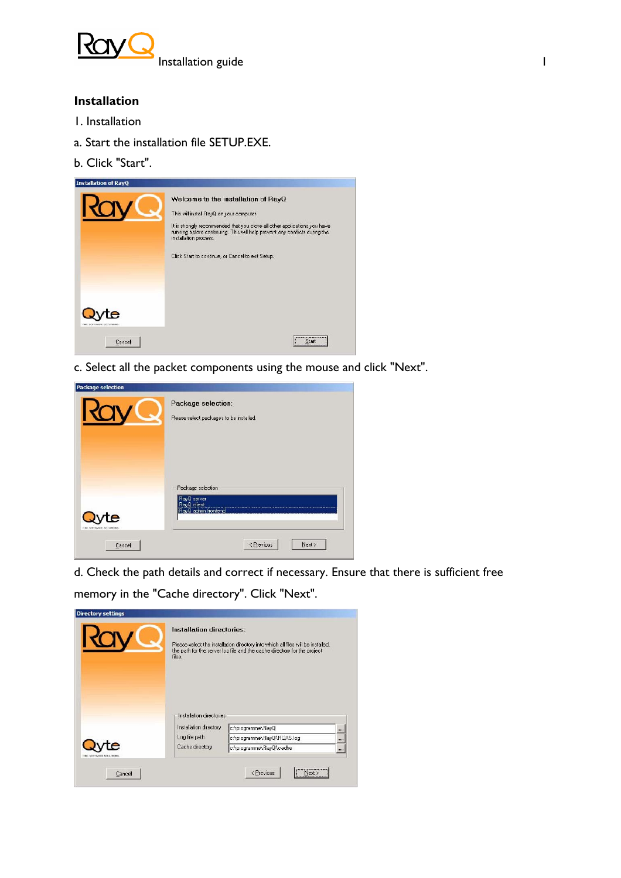## Installation

1. Installation

a. Start the installation file SETUP.EXE.

b. Click "Start".

c. Select all the packet components using the mouse and click "Next".

d. Check the path details and correct if necessary. Ensure that there is sufficient free memory in the "Cache directory". Click "Next".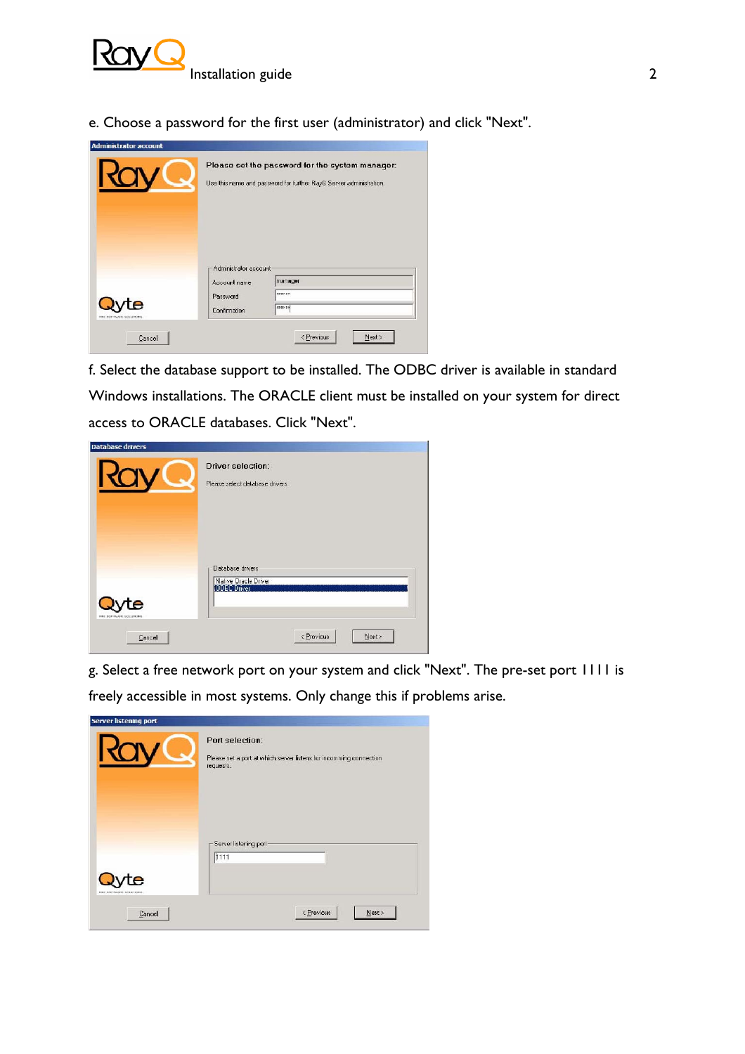e. Choose a password for the first user (administrator) and click "Next".

f. Select the database support to be installed. The ODBC driver is available in standard Windows installations. The ORACLE client must be installed on your system for direct access to ORACLE databases. Click "Next".

g. Select a free network port on your system and click "Next". The pre-set port 1111 is freely accessible in most systems. Only change this if problems arise.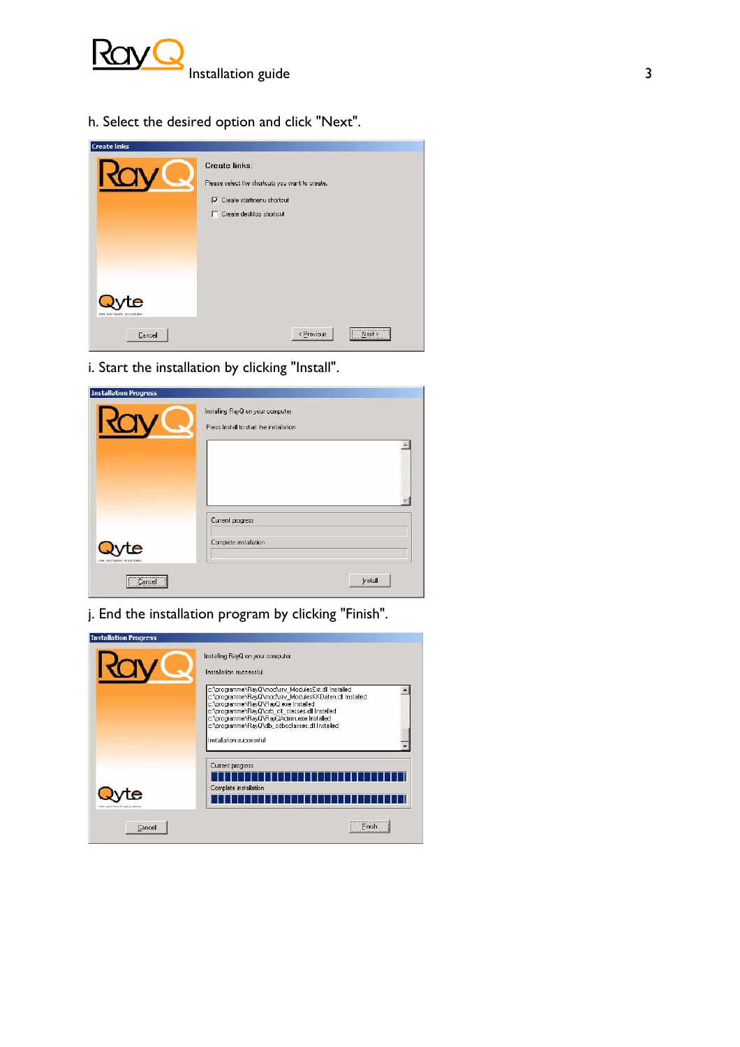h. Select the desired option and click "Next".

i. Start the installation by clicking "Install".

j. End the installation program by clicking "Finish".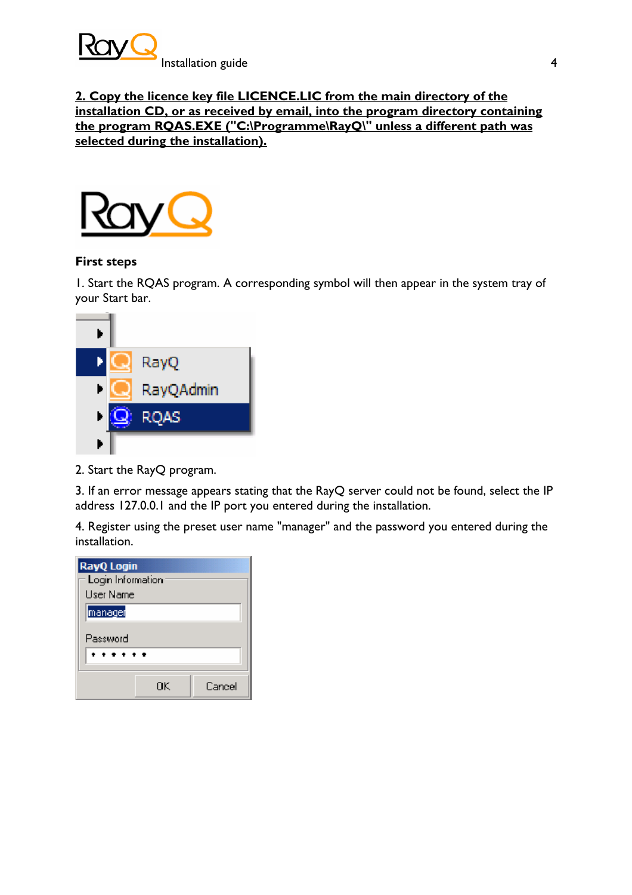**2. Copy the licence key file LICENCE.LIC from the main directory of the installation CD, or as received by email, into the program directory containing the program RQAS.EXE ("C:\Programme\RayQ\" unless a different path was selected during the installation).**

**First steps**

1. Start the RQAS program. A corresponding symbol will then appear in the system tray of your Start bar.

2. Start the RayQ program.

3. If an error message appears stating that the RayQ server could not be found, select the IP address 127.0.0.1 and the IP port you entered during the installation.

4. Register using the preset user name "manager" and the password you entered during the installation.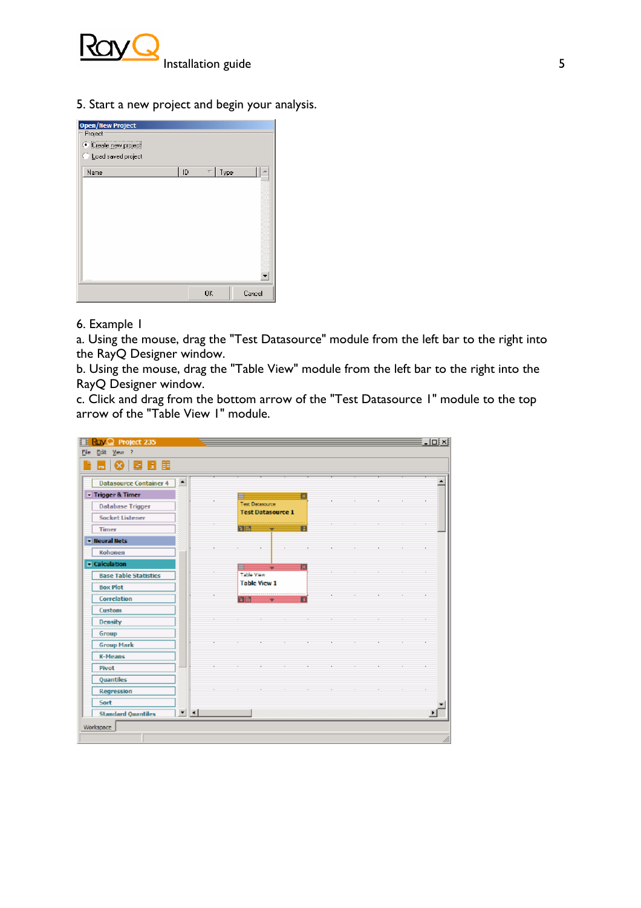5. Start a new project and begin your analysis.

6. Example 1

a. Using the mouse, drag the "Test Datasource" module from the left bar to the right into the RayQ Designer window.

b. Using the mouse, drag the "Table View" module from the left bar to the right into the RayQ Designer window.

c. Click and drag from the bottom arrow of the "Test Datasource 1" module to the top arrow of the "Table View 1" module.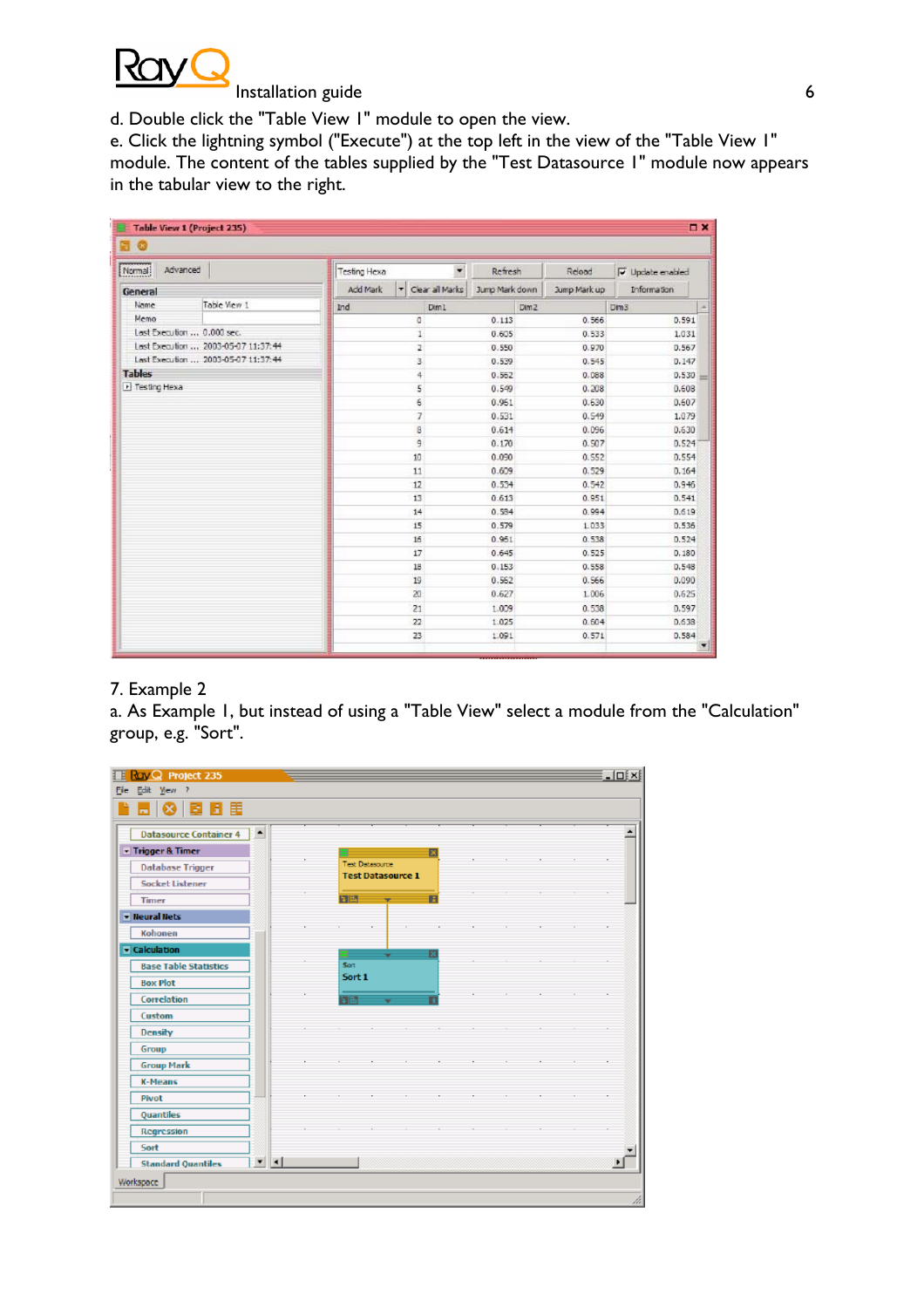d. Double click the "Table View 1" module to open the view.

e. Click the lightning symbol ("Execute") at the top left in the view of the "Table View 1" module. The content of the tables supplied by the "Test Datasource 1" module now appears in the tabular view to the right.

7. Example 2

a. As Example 1, but instead of using a "Table View" select a module from the "Calculation" group, e.g. "Sort".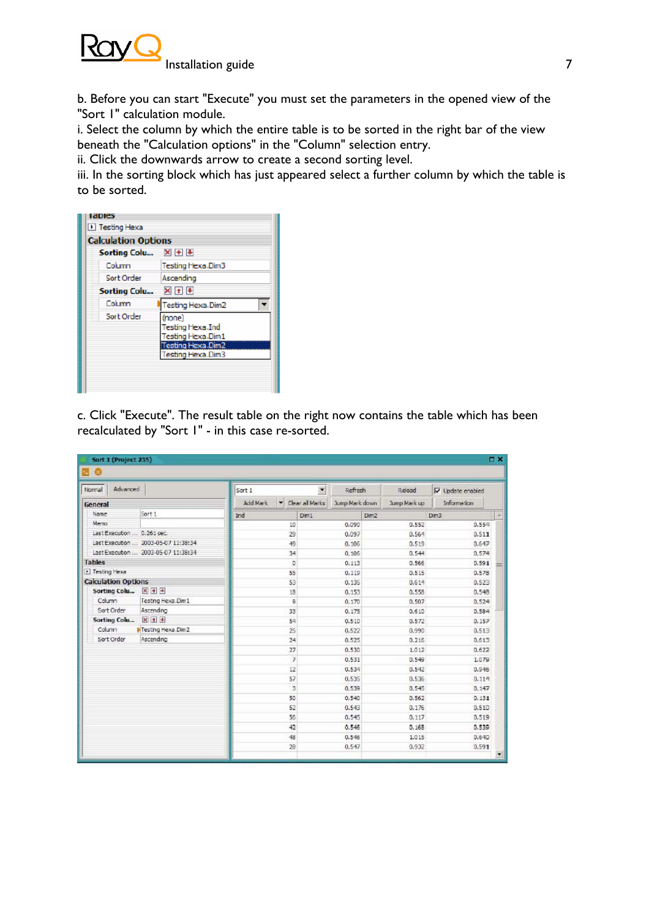b. Before you can start "Execute" you must set the parameters in the opened view of the "Sort 1" calculation module.

i. Select the column by which the entire table is to be sorted in the right bar of the view beneath the "Calculation options" in the "Column" selection entry.

ii. Click the downwards arrow to create a second sorting level.

iii. In the sorting block which has just appeared select a further column by which the table is to be sorted.

c. Click "Execute". The result table on the right now contains the table which has been recalculated by "Sort 1" - in this case re-sorted.